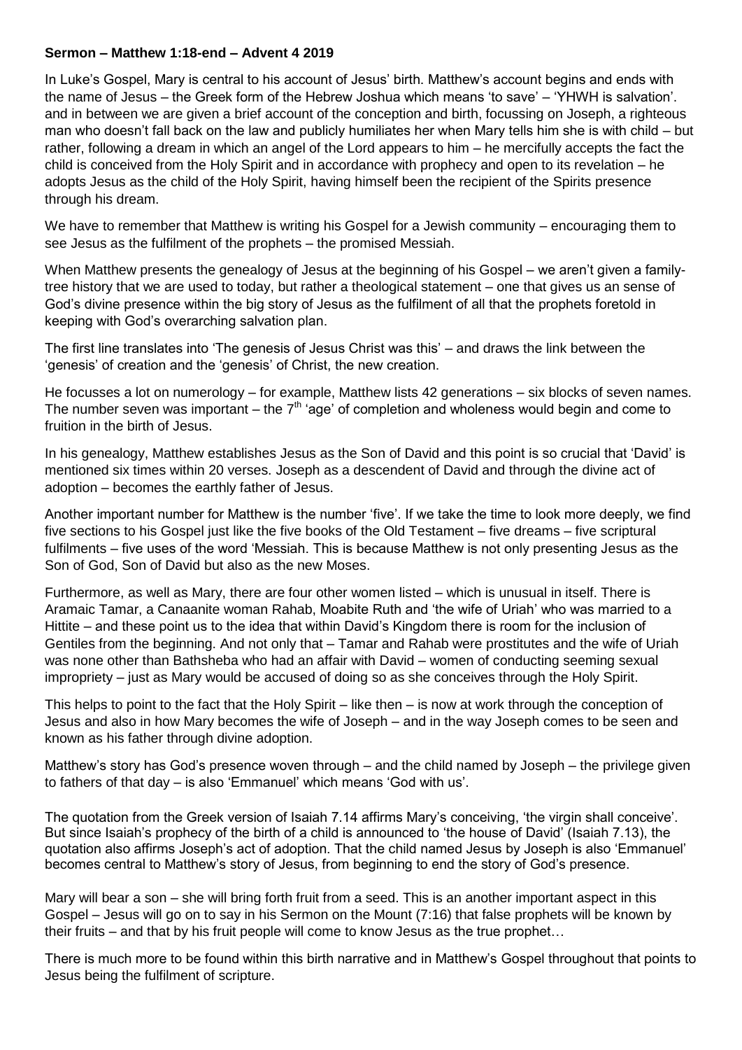**Sermon – Matthew 1:18-end – Advent 4 2019**

In Luke's Gospel, Mary is central to his account of Jesus' birth. Matthew's account begins and ends with the name of Jesus – the Greek form of the Hebrew Joshua which means 'to save' – 'YHWH is salvation'. and in between we are given a brief account of the conception and birth, focussing on Joseph, a righteous man who doesn't fall back on the law and publicly humiliates her when Mary tells him she is with child – but rather, following a dream in which an angel of the Lord appears to him – he mercifully accepts the fact the child is conceived from the Holy Spirit and in accordance with prophecy and open to its revelation – he adopts Jesus as the child of the Holy Spirit, having himself been the recipient of the Spirits presence through his dream.

We have to remember that Matthew is writing his Gospel for a Jewish community – encouraging them to see Jesus as the fulfilment of the prophets – the promised Messiah.

When Matthew presents the genealogy of Jesus at the beginning of his Gospel – we aren't given a family-tree history that we are used to today, but rather a theological statement – one that gives us an sense of God's divine presence within the big story of Jesus as the fulfilment of all that the prophets foretold in keeping with God's overarching salvation plan.

The first line translates into 'The genesis of Jesus Christ was this' – and draws the link between the 'genesis' of creation and the 'genesis' of Christ, the new creation.

He focusses a lot on numerology – for example, Matthew lists 42 generations – six blocks of seven names. The number seven was important – the 7th 'age' of completion and wholeness would begin and come to fruition in the birth of Jesus.

In his genealogy, Matthew establishes Jesus as the Son of David and this point is so crucial that 'David' is mentioned six times within 20 verses. Joseph as a descendent of David and through the divine act of adoption – becomes the earthly father of Jesus.

Another important number for Matthew is the number 'five'. If we take the time to look more deeply, we find five sections to his Gospel just like the five books of the Old Testament – five dreams – five scriptural fulfilments – five uses of the word 'Messiah. This is because Matthew is not only presenting Jesus as the Son of God, Son of David but also as the new Moses.

Furthermore, as well as Mary, there are four other women listed – which is unusual in itself. There is Aramaic Tamar, a Canaanite woman Rahab, Moabite Ruth and 'the wife of Uriah' who was married to a Hittite – and these point us to the idea that within David's Kingdom there is room for the inclusion of Gentiles from the beginning. And not only that – Tamar and Rahab were prostitutes and the wife of Uriah was none other than Bathsheba who had an affair with David – women of conducting seeming sexual impropriety – just as Mary would be accused of doing so as she conceives through the Holy Spirit.

This helps to point to the fact that the Holy Spirit – like then – is now at work through the conception of Jesus and also in how Mary becomes the wife of Joseph – and in the way Joseph comes to be seen and known as his father through divine adoption.

Matthew's story has God's presence woven through – and the child named by Joseph – the privilege given to fathers of that day – is also 'Emmanuel' which means 'God with us'.

The quotation from the Greek version of Isaiah 7.14 affirms Mary's conceiving, 'the virgin shall conceive'. But since Isaiah's prophecy of the birth of a child is announced to 'the house of David' (Isaiah 7.13), the quotation also affirms Joseph's act of adoption. That the child named Jesus by Joseph is also 'Emmanuel' becomes central to Matthew's story of Jesus, from beginning to end the story of God's presence.

Mary will bear a son – she will bring forth fruit from a seed. This is an another important aspect in this Gospel – Jesus will go on to say in his Sermon on the Mount (7:16) that false prophets will be known by their fruits – and that by his fruit people will come to know Jesus as the true prophet…

There is much more to be found within this birth narrative and in Matthew's Gospel throughout that points to Jesus being the fulfilment of scripture.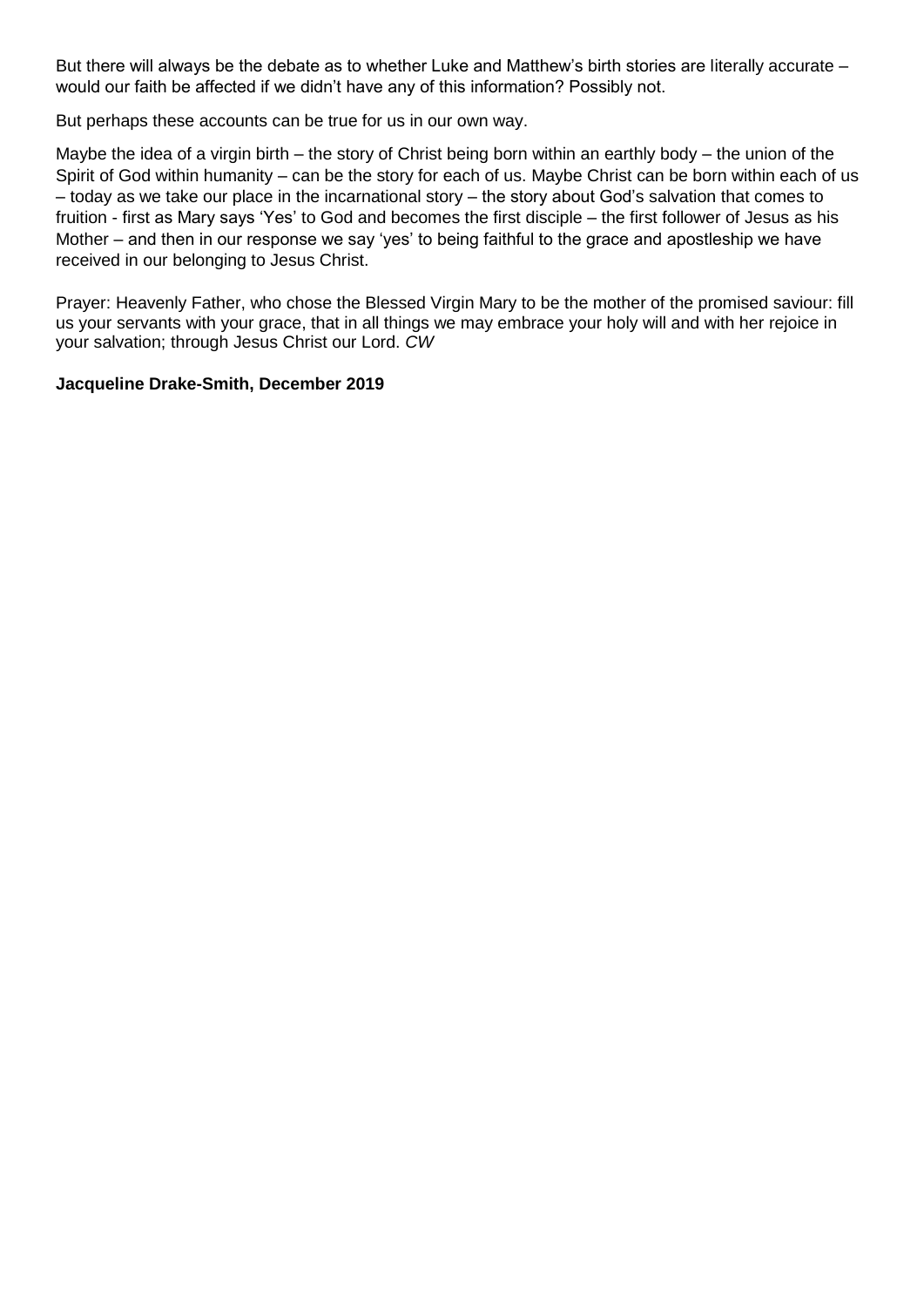But there will always be the debate as to whether Luke and Matthew's birth stories are literally accurate – would our faith be affected if we didn't have any of this information? Possibly not.

But perhaps these accounts can be true for us in our own way.

Maybe the idea of a virgin birth – the story of Christ being born within an earthly body – the union of the Spirit of God within humanity – can be the story for each of us. Maybe Christ can be born within each of us – today as we take our place in the incarnational story – the story about God's salvation that comes to fruition - first as Mary says 'Yes' to God and becomes the first disciple – the first follower of Jesus as his Mother – and then in our response we say 'yes' to being faithful to the grace and apostleship we have received in our belonging to Jesus Christ.

Prayer: Heavenly Father, who chose the Blessed Virgin Mary to be the mother of the promised saviour: fill us your servants with your grace, that in all things we may embrace your holy will and with her rejoice in your salvation; through Jesus Christ our Lord. *CW*

**Jacqueline Drake-Smith, December 2019**